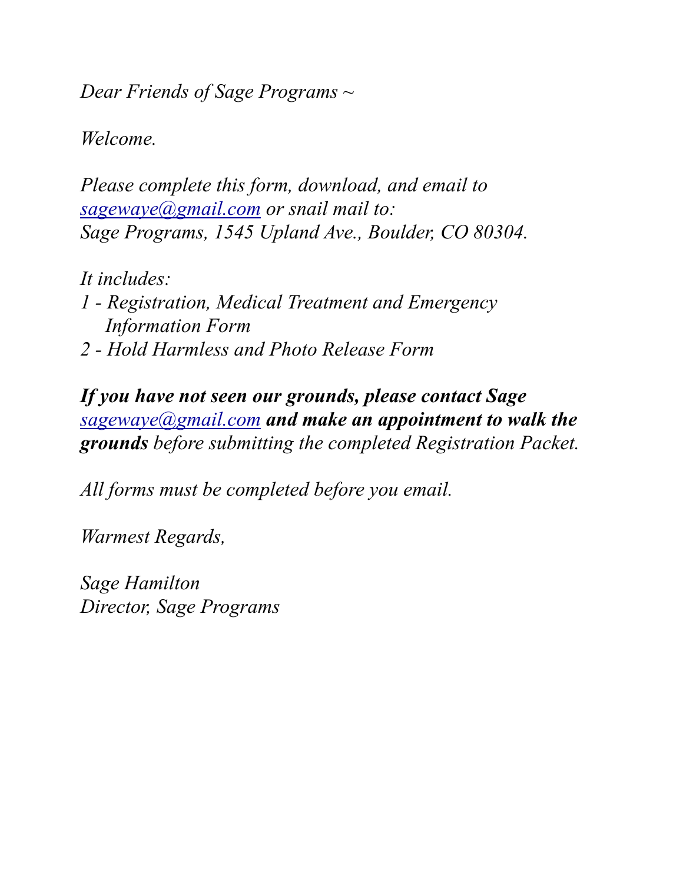*Dear Friends of Sage Programs ~*

*Welcome.*

*Please complete this form, download, and email to [sagewaye@gmail.com](mailto:sagewaye@gmail.com) or snail mail to:*
*Sage Programs, 1545 Upland Ave., Boulder, CO 80304.*

*It includes:*
*1 - Registration, Medical Treatment and Emergency Information Form*
*2 - Hold Harmless and Photo Release Form*

***If you have not seen our grounds, please contact Sage*** *[sagewaye@gmail.com](mailto:sagewaye@gmail.com)* ***and make an appointment to walk the grounds*** *before submitting the completed Registration Packet.*

*All forms must be completed before you email.*

*Warmest Regards,*

*Sage Hamilton*
*Director, Sage Programs*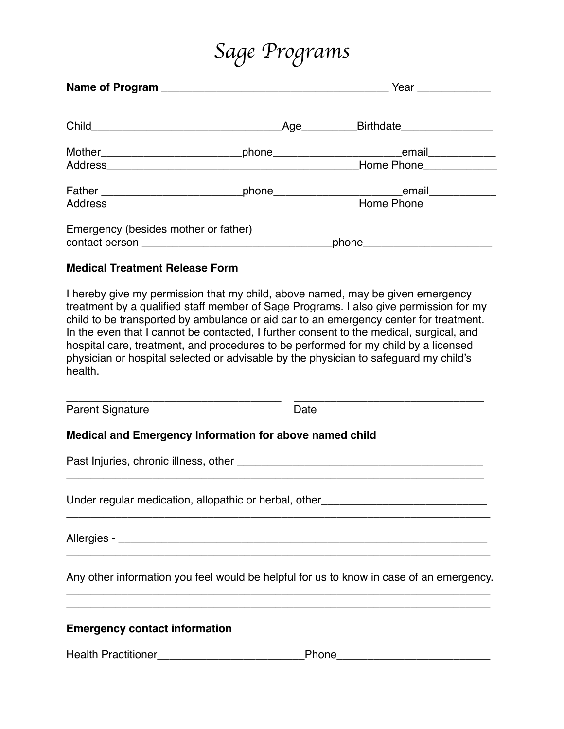# *Sage Programs*

**Name of Program** _____________________________________ Year ____________

Child_______________________________Age_________Birthdate_______________

Mother_______________________phone_____________________email___________
Address__________________________________________Home Phone____________

Father _______________________phone_____________________email___________
Address__________________________________________Home Phone____________

Emergency (besides mother or father)
contact person _______________________________phone_____________________

**Medical Treatment Release Form**

I hereby give my permission that my child, above named, may be given emergency treatment by a qualified staff member of Sage Programs. I also give permission for my child to be transported by ambulance or aid car to an emergency center for treatment. In the even that I cannot be contacted, I further consent to the medical, surgical, and hospital care, treatment, and procedures to be performed for my child by a licensed physician or hospital selected or advisable by the physician to safeguard my child's health.

___________________________________ _______________________________
Parent Signature Date

**Medical and Emergency Information for above named child**

Past Injuries, chronic illness, other ________________________________________
______________________________________________________________________

Under regular medication, allopathic or herbal, other___________________________
______________________________________________________________________

Allergies - ______________________________________________________________
______________________________________________________________________

Any other information you feel would be helpful for us to know in case of an emergency.
______________________________________________________________________
______________________________________________________________________

**Emergency contact information**

Health Practitioner________________________Phone_________________________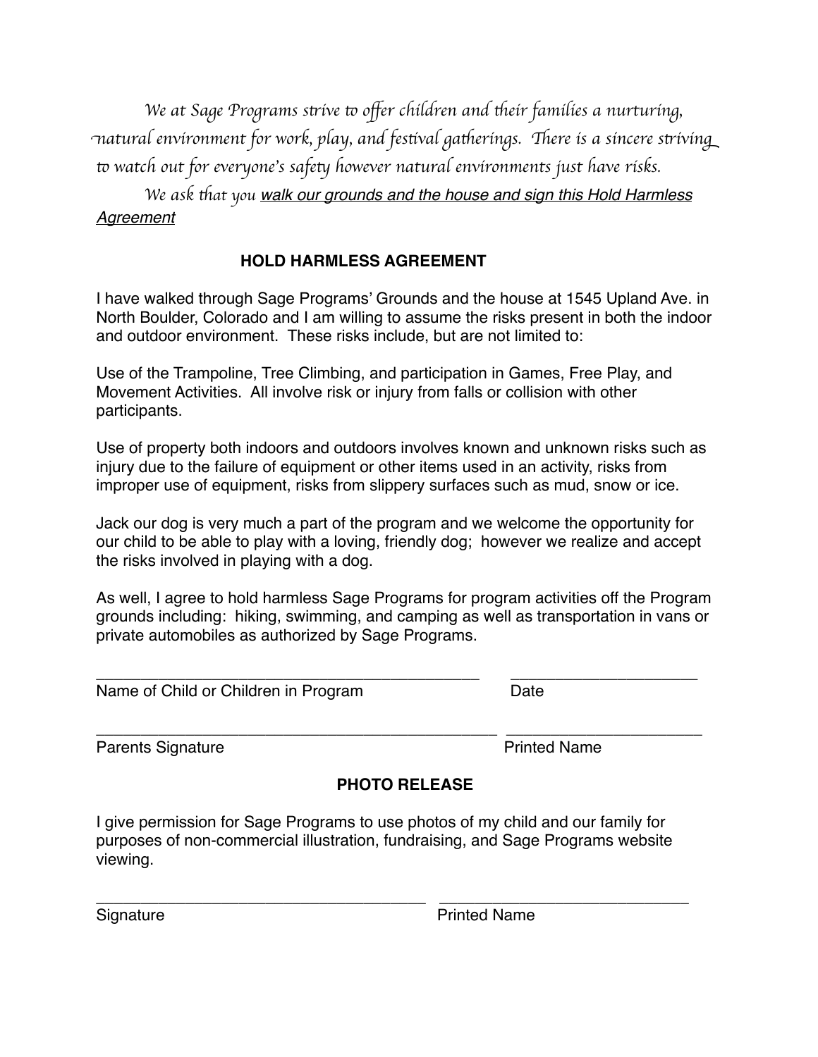*We at Sage Programs strive to offer children and their families a nurturing, natural environment for work, play, and festival gatherings. There is a sincere striving to watch out for everyone's safety however natural environments just have risks.*

*We ask that you <u>walk our grounds and the house and sign this Hold Harmless Agreement</u>*

## HOLD HARMLESS AGREEMENT

I have walked through Sage Programs' Grounds and the house at 1545 Upland Ave. in North Boulder, Colorado and I am willing to assume the risks present in both the indoor and outdoor environment. These risks include, but are not limited to:

Use of the Trampoline, Tree Climbing, and participation in Games, Free Play, and Movement Activities. All involve risk or injury from falls or collision with other participants.

Use of property both indoors and outdoors involves known and unknown risks such as injury due to the failure of equipment or other items used in an activity, risks from improper use of equipment, risks from slippery surfaces such as mud, snow or ice.

Jack our dog is very much a part of the program and we welcome the opportunity for our child to be able to play with a loving, friendly dog; however we realize and accept the risks involved in playing with a dog.

As well, I agree to hold harmless Sage Programs for program activities off the Program grounds including: hiking, swimming, and camping as well as transportation in vans or private automobiles as authorized by Sage Programs.

\_\_\_\_\_\_\_\_\_\_\_\_\_\_\_\_\_\_\_\_\_\_\_\_\_\_\_\_\_\_\_\_\_\_\_\_\_\_\_\_\_\_\_\_ \_\_\_\_\_\_\_\_\_\_\_\_\_\_\_\_\_\_\_\_\_\_

Name of Child or Children in Program Date

\_\_\_\_\_\_\_\_\_\_\_\_\_\_\_\_\_\_\_\_\_\_\_\_\_\_\_\_\_\_\_\_\_\_\_\_\_\_\_\_\_\_\_\_ \_\_\_\_\_\_\_\_\_\_\_\_\_\_\_\_\_\_\_\_\_\_

Parents Signature Printed Name

## PHOTO RELEASE

I give permission for Sage Programs to use photos of my child and our family for purposes of non-commercial illustration, fundraising, and Sage Programs website viewing.

\_\_\_\_\_\_\_\_\_\_\_\_\_\_\_\_\_\_\_\_\_\_\_\_\_\_\_\_\_\_\_\_\_\_\_\_\_\_ \_\_\_\_\_\_\_\_\_\_\_\_\_\_\_\_\_\_\_\_\_\_\_\_\_\_\_\_\_

Signature Printed Name